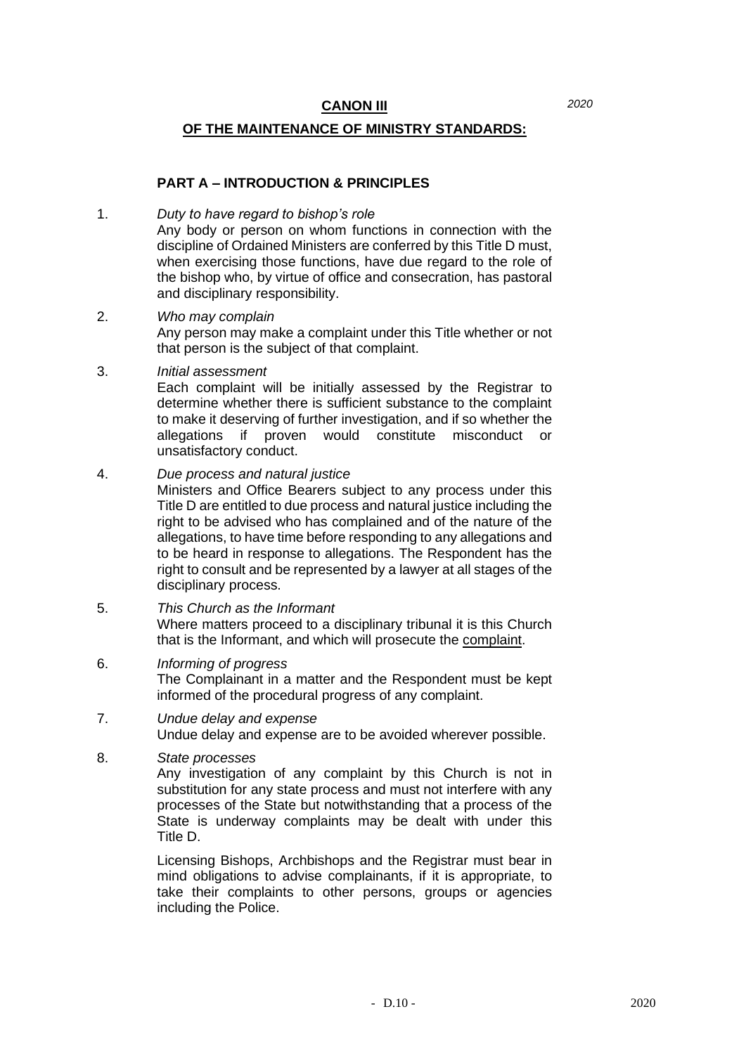# CANON III

*2020*

## OF THE MAINTENANCE OF MINISTRY STANDARDS:

### PART A – INTRODUCTION & PRINCIPLES

1. *Duty to have regard to bishop's role*
   Any body or person on whom functions in connection with the discipline of Ordained Ministers are conferred by this Title D must, when exercising those functions, have due regard to the role of the bishop who, by virtue of office and consecration, has pastoral and disciplinary responsibility.

2. *Who may complain*
   Any person may make a complaint under this Title whether or not that person is the subject of that complaint.

3. *Initial assessment*
   Each complaint will be initially assessed by the Registrar to determine whether there is sufficient substance to the complaint to make it deserving of further investigation, and if so whether the allegations if proven would constitute misconduct or unsatisfactory conduct.

4. *Due process and natural justice*
   Ministers and Office Bearers subject to any process under this Title D are entitled to due process and natural justice including the right to be advised who has complained and of the nature of the allegations, to have time before responding to any allegations and to be heard in response to allegations. The Respondent has the right to consult and be represented by a lawyer at all stages of the disciplinary process.

5. *This Church as the Informant*
   Where matters proceed to a disciplinary tribunal it is this Church that is the Informant, and which will prosecute the complaint.

6. *Informing of progress*
   The Complainant in a matter and the Respondent must be kept informed of the procedural progress of any complaint.

7. *Undue delay and expense*
   Undue delay and expense are to be avoided wherever possible.

8. *State processes*
   Any investigation of any complaint by this Church is not in substitution for any state process and must not interfere with any processes of the State but notwithstanding that a process of the State is underway complaints may be dealt with under this Title D.

   Licensing Bishops, Archbishops and the Registrar must bear in mind obligations to advise complainants, if it is appropriate, to take their complaints to other persons, groups or agencies including the Police.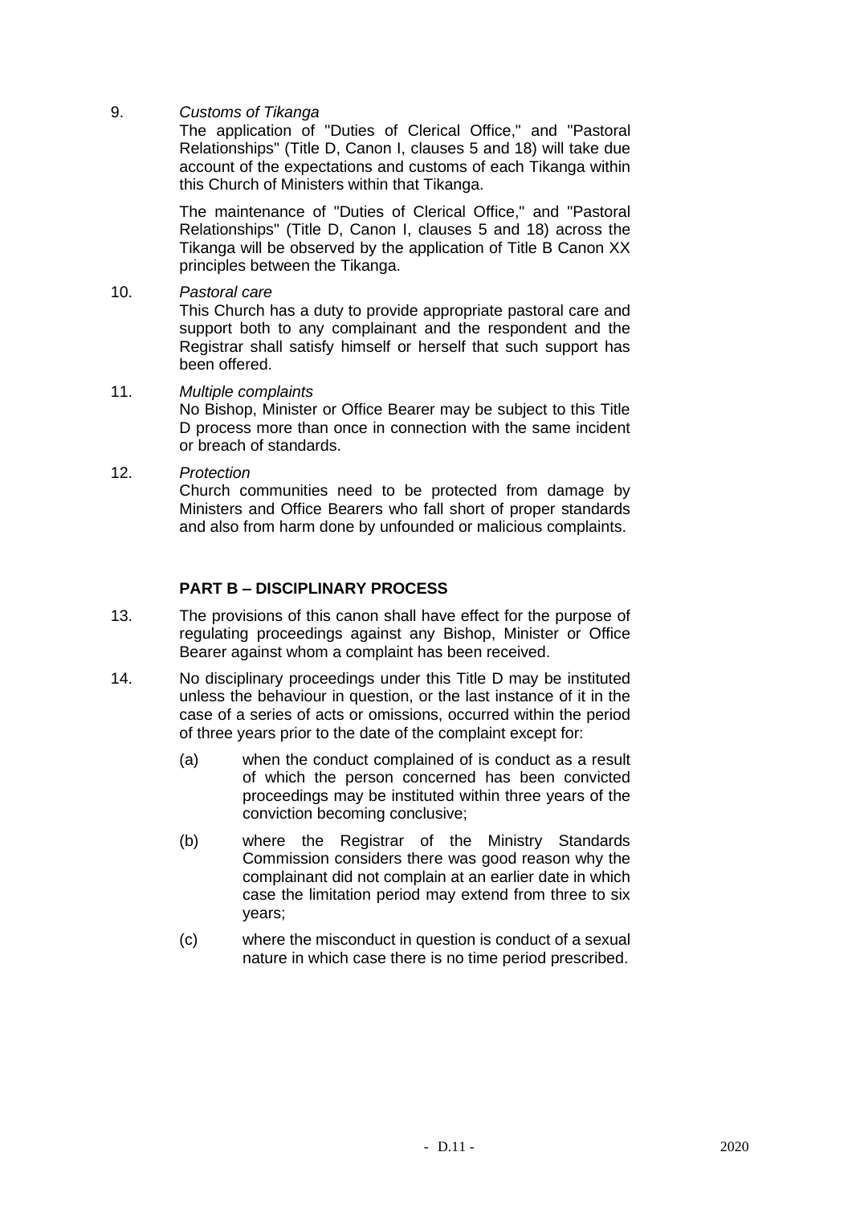9. *Customs of Tikanga*

   The application of "Duties of Clerical Office," and "Pastoral Relationships" (Title D, Canon I, clauses 5 and 18) will take due account of the expectations and customs of each Tikanga within this Church of Ministers within that Tikanga.

   The maintenance of "Duties of Clerical Office," and "Pastoral Relationships" (Title D, Canon I, clauses 5 and 18) across the Tikanga will be observed by the application of Title B Canon XX principles between the Tikanga.

10. *Pastoral care*

    This Church has a duty to provide appropriate pastoral care and support both to any complainant and the respondent and the Registrar shall satisfy himself or herself that such support has been offered.

11. *Multiple complaints*

    No Bishop, Minister or Office Bearer may be subject to this Title D process more than once in connection with the same incident or breach of standards.

12. *Protection*

    Church communities need to be protected from damage by Ministers and Office Bearers who fall short of proper standards and also from harm done by unfounded or malicious complaints.

## PART B – DISCIPLINARY PROCESS

13. The provisions of this canon shall have effect for the purpose of regulating proceedings against any Bishop, Minister or Office Bearer against whom a complaint has been received.

14. No disciplinary proceedings under this Title D may be instituted unless the behaviour in question, or the last instance of it in the case of a series of acts or omissions, occurred within the period of three years prior to the date of the complaint except for:

    (a) when the conduct complained of is conduct as a result of which the person concerned has been convicted proceedings may be instituted within three years of the conviction becoming conclusive;

    (b) where the Registrar of the Ministry Standards Commission considers there was good reason why the complainant did not complain at an earlier date in which case the limitation period may extend from three to six years;

    (c) where the misconduct in question is conduct of a sexual nature in which case there is no time period prescribed.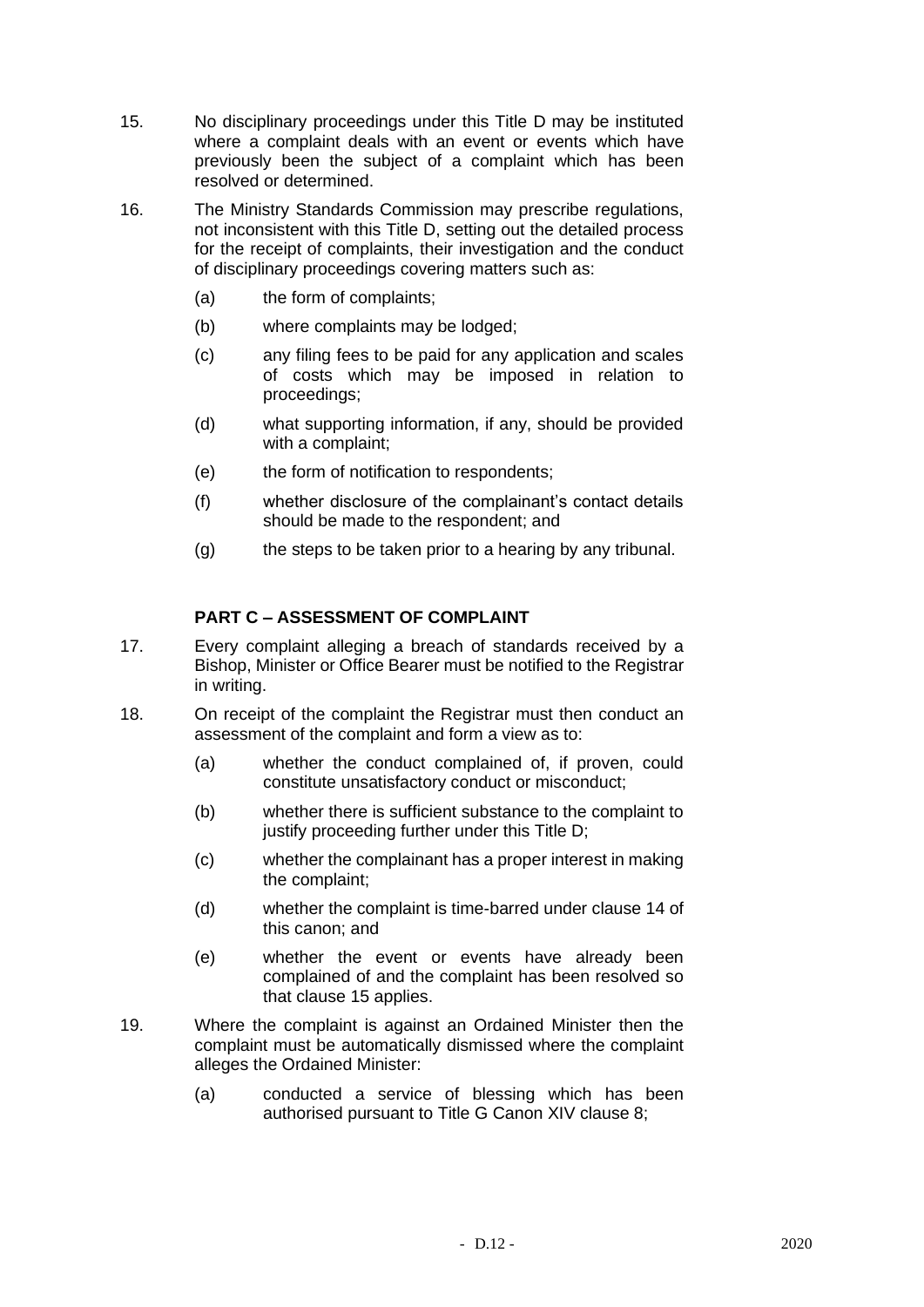15. No disciplinary proceedings under this Title D may be instituted where a complaint deals with an event or events which have previously been the subject of a complaint which has been resolved or determined.

16. The Ministry Standards Commission may prescribe regulations, not inconsistent with this Title D, setting out the detailed process for the receipt of complaints, their investigation and the conduct of disciplinary proceedings covering matters such as:

    (a) the form of complaints;

    (b) where complaints may be lodged;

    (c) any filing fees to be paid for any application and scales of costs which may be imposed in relation to proceedings;

    (d) what supporting information, if any, should be provided with a complaint;

    (e) the form of notification to respondents;

    (f) whether disclosure of the complainant's contact details should be made to the respondent; and

    (g) the steps to be taken prior to a hearing by any tribunal.

## PART C – ASSESSMENT OF COMPLAINT

17. Every complaint alleging a breach of standards received by a Bishop, Minister or Office Bearer must be notified to the Registrar in writing.

18. On receipt of the complaint the Registrar must then conduct an assessment of the complaint and form a view as to:

    (a) whether the conduct complained of, if proven, could constitute unsatisfactory conduct or misconduct;

    (b) whether there is sufficient substance to the complaint to justify proceeding further under this Title D;

    (c) whether the complainant has a proper interest in making the complaint;

    (d) whether the complaint is time-barred under clause 14 of this canon; and

    (e) whether the event or events have already been complained of and the complaint has been resolved so that clause 15 applies.

19. Where the complaint is against an Ordained Minister then the complaint must be automatically dismissed where the complaint alleges the Ordained Minister:

    (a) conducted a service of blessing which has been authorised pursuant to Title G Canon XIV clause 8;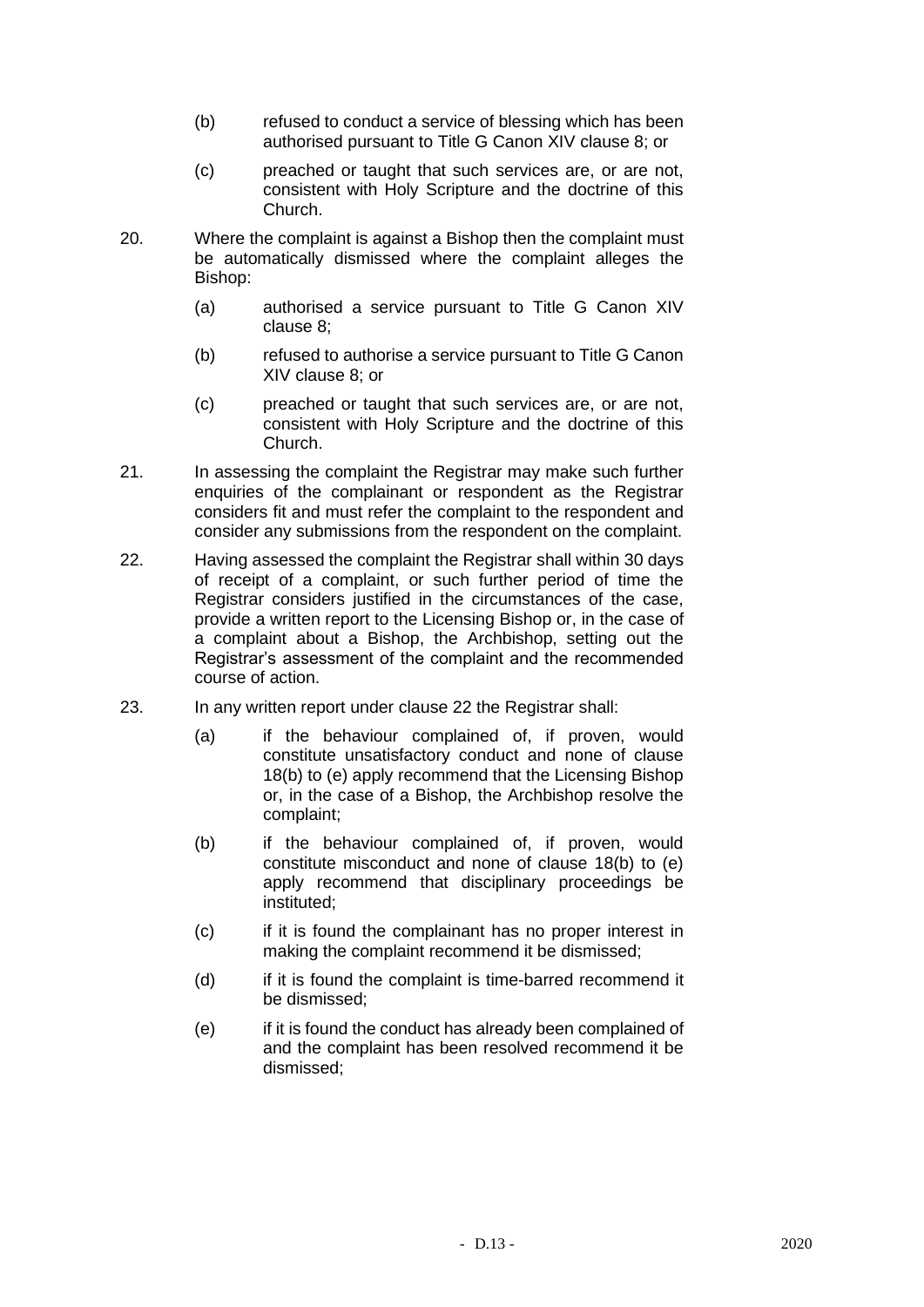(b) refused to conduct a service of blessing which has been authorised pursuant to Title G Canon XIV clause 8; or

(c) preached or taught that such services are, or are not, consistent with Holy Scripture and the doctrine of this Church.

20. Where the complaint is against a Bishop then the complaint must be automatically dismissed where the complaint alleges the Bishop:

    (a) authorised a service pursuant to Title G Canon XIV clause 8;

    (b) refused to authorise a service pursuant to Title G Canon XIV clause 8; or

    (c) preached or taught that such services are, or are not, consistent with Holy Scripture and the doctrine of this Church.

21. In assessing the complaint the Registrar may make such further enquiries of the complainant or respondent as the Registrar considers fit and must refer the complaint to the respondent and consider any submissions from the respondent on the complaint.

22. Having assessed the complaint the Registrar shall within 30 days of receipt of a complaint, or such further period of time the Registrar considers justified in the circumstances of the case, provide a written report to the Licensing Bishop or, in the case of a complaint about a Bishop, the Archbishop, setting out the Registrar's assessment of the complaint and the recommended course of action.

23. In any written report under clause 22 the Registrar shall:

    (a) if the behaviour complained of, if proven, would constitute unsatisfactory conduct and none of clause 18(b) to (e) apply recommend that the Licensing Bishop or, in the case of a Bishop, the Archbishop resolve the complaint;

    (b) if the behaviour complained of, if proven, would constitute misconduct and none of clause 18(b) to (e) apply recommend that disciplinary proceedings be instituted;

    (c) if it is found the complainant has no proper interest in making the complaint recommend it be dismissed;

    (d) if it is found the complaint is time-barred recommend it be dismissed;

    (e) if it is found the conduct has already been complained of and the complaint has been resolved recommend it be dismissed;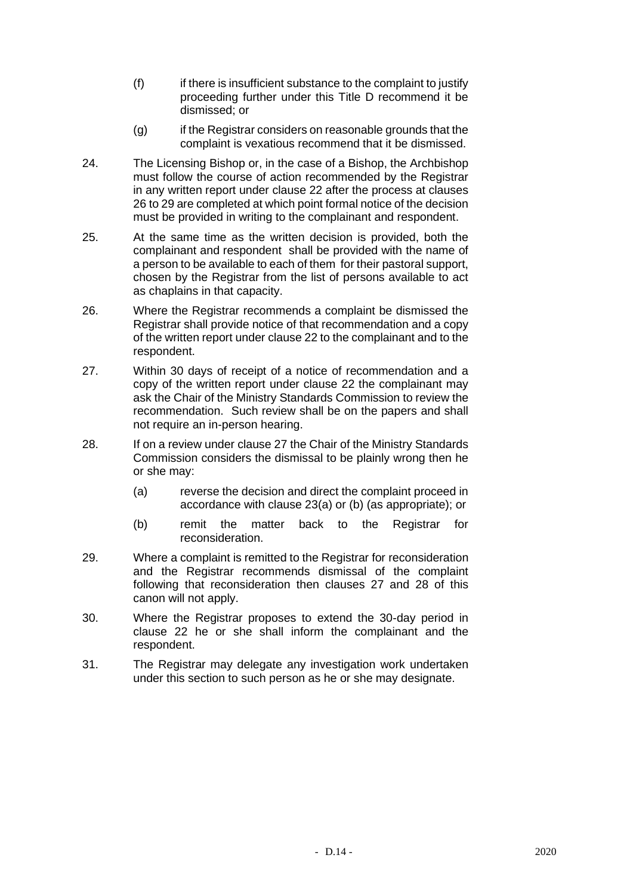(f) if there is insufficient substance to the complaint to justify proceeding further under this Title D recommend it be dismissed; or

(g) if the Registrar considers on reasonable grounds that the complaint is vexatious recommend that it be dismissed.

24. The Licensing Bishop or, in the case of a Bishop, the Archbishop must follow the course of action recommended by the Registrar in any written report under clause 22 after the process at clauses 26 to 29 are completed at which point formal notice of the decision must be provided in writing to the complainant and respondent.

25. At the same time as the written decision is provided, both the complainant and respondent shall be provided with the name of a person to be available to each of them for their pastoral support, chosen by the Registrar from the list of persons available to act as chaplains in that capacity.

26. Where the Registrar recommends a complaint be dismissed the Registrar shall provide notice of that recommendation and a copy of the written report under clause 22 to the complainant and to the respondent.

27. Within 30 days of receipt of a notice of recommendation and a copy of the written report under clause 22 the complainant may ask the Chair of the Ministry Standards Commission to review the recommendation. Such review shall be on the papers and shall not require an in-person hearing.

28. If on a review under clause 27 the Chair of the Ministry Standards Commission considers the dismissal to be plainly wrong then he or she may:

    (a) reverse the decision and direct the complaint proceed in accordance with clause 23(a) or (b) (as appropriate); or

    (b) remit the matter back to the Registrar for reconsideration.

29. Where a complaint is remitted to the Registrar for reconsideration and the Registrar recommends dismissal of the complaint following that reconsideration then clauses 27 and 28 of this canon will not apply.

30. Where the Registrar proposes to extend the 30-day period in clause 22 he or she shall inform the complainant and the respondent.

31. The Registrar may delegate any investigation work undertaken under this section to such person as he or she may designate.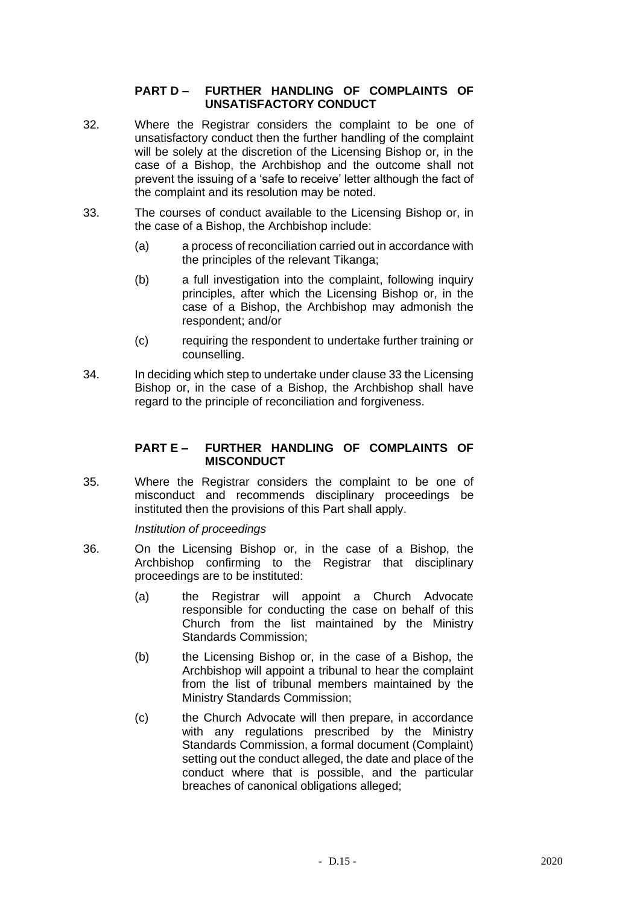## PART D – FURTHER HANDLING OF COMPLAINTS OF UNSATISFACTORY CONDUCT

32. Where the Registrar considers the complaint to be one of unsatisfactory conduct then the further handling of the complaint will be solely at the discretion of the Licensing Bishop or, in the case of a Bishop, the Archbishop and the outcome shall not prevent the issuing of a 'safe to receive' letter although the fact of the complaint and its resolution may be noted.

33. The courses of conduct available to the Licensing Bishop or, in the case of a Bishop, the Archbishop include:

    (a) a process of reconciliation carried out in accordance with the principles of the relevant Tikanga;

    (b) a full investigation into the complaint, following inquiry principles, after which the Licensing Bishop or, in the case of a Bishop, the Archbishop may admonish the respondent; and/or

    (c) requiring the respondent to undertake further training or counselling.

34. In deciding which step to undertake under clause 33 the Licensing Bishop or, in the case of a Bishop, the Archbishop shall have regard to the principle of reconciliation and forgiveness.

## PART E – FURTHER HANDLING OF COMPLAINTS OF MISCONDUCT

35. Where the Registrar considers the complaint to be one of misconduct and recommends disciplinary proceedings be instituted then the provisions of this Part shall apply.

*Institution of proceedings*

36. On the Licensing Bishop or, in the case of a Bishop, the Archbishop confirming to the Registrar that disciplinary proceedings are to be instituted:

    (a) the Registrar will appoint a Church Advocate responsible for conducting the case on behalf of this Church from the list maintained by the Ministry Standards Commission;

    (b) the Licensing Bishop or, in the case of a Bishop, the Archbishop will appoint a tribunal to hear the complaint from the list of tribunal members maintained by the Ministry Standards Commission;

    (c) the Church Advocate will then prepare, in accordance with any regulations prescribed by the Ministry Standards Commission, a formal document (Complaint) setting out the conduct alleged, the date and place of the conduct where that is possible, and the particular breaches of canonical obligations alleged;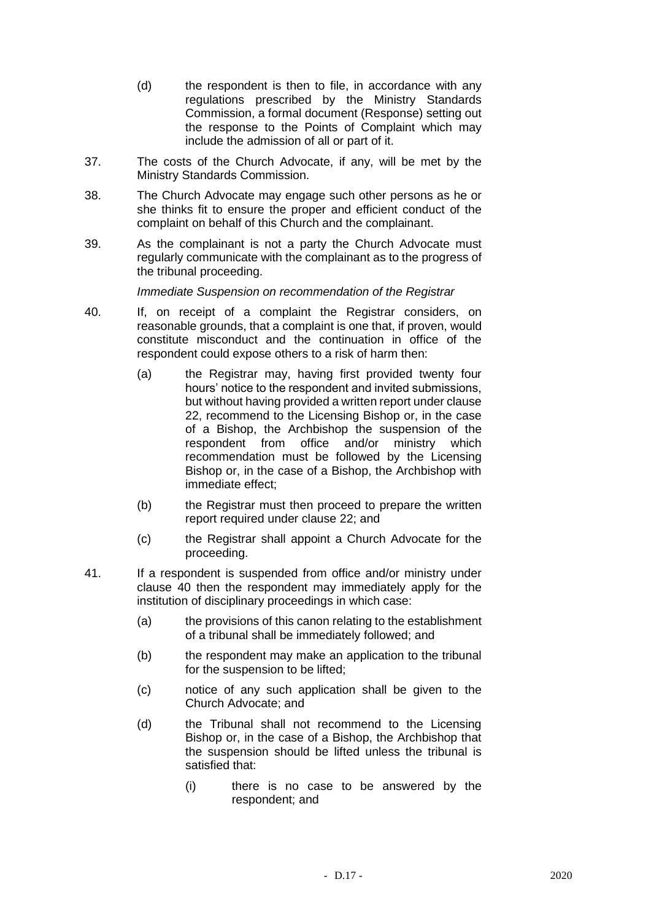(d) the respondent is then to file, in accordance with any regulations prescribed by the Ministry Standards Commission, a formal document (Response) setting out the response to the Points of Complaint which may include the admission of all or part of it.

37. The costs of the Church Advocate, if any, will be met by the Ministry Standards Commission.

38. The Church Advocate may engage such other persons as he or she thinks fit to ensure the proper and efficient conduct of the complaint on behalf of this Church and the complainant.

39. As the complainant is not a party the Church Advocate must regularly communicate with the complainant as to the progress of the tribunal proceeding.

*Immediate Suspension on recommendation of the Registrar*

40. If, on receipt of a complaint the Registrar considers, on reasonable grounds, that a complaint is one that, if proven, would constitute misconduct and the continuation in office of the respondent could expose others to a risk of harm then:

   (a) the Registrar may, having first provided twenty four hours' notice to the respondent and invited submissions, but without having provided a written report under clause 22, recommend to the Licensing Bishop or, in the case of a Bishop, the Archbishop the suspension of the respondent from office and/or ministry which recommendation must be followed by the Licensing Bishop or, in the case of a Bishop, the Archbishop with immediate effect;

   (b) the Registrar must then proceed to prepare the written report required under clause 22; and

   (c) the Registrar shall appoint a Church Advocate for the proceeding.

41. If a respondent is suspended from office and/or ministry under clause 40 then the respondent may immediately apply for the institution of disciplinary proceedings in which case:

   (a) the provisions of this canon relating to the establishment of a tribunal shall be immediately followed; and

   (b) the respondent may make an application to the tribunal for the suspension to be lifted;

   (c) notice of any such application shall be given to the Church Advocate; and

   (d) the Tribunal shall not recommend to the Licensing Bishop or, in the case of a Bishop, the Archbishop that the suspension should be lifted unless the tribunal is satisfied that:

      (i) there is no case to be answered by the respondent; and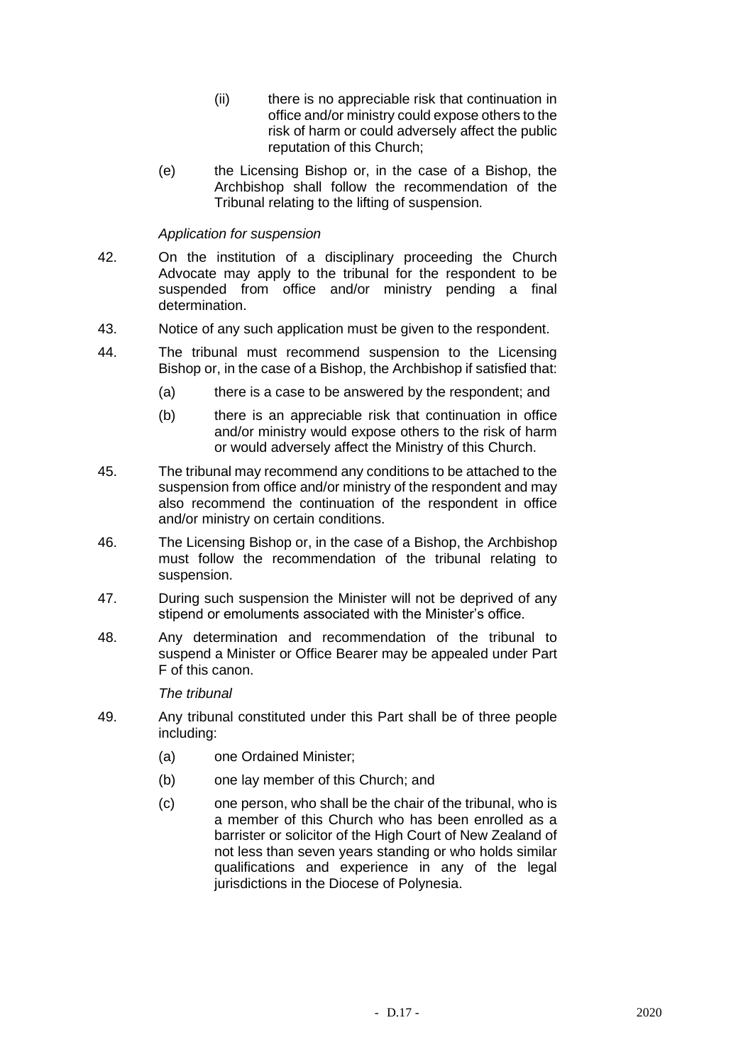(ii) there is no appreciable risk that continuation in office and/or ministry could expose others to the risk of harm or could adversely affect the public reputation of this Church;

(e) the Licensing Bishop or, in the case of a Bishop, the Archbishop shall follow the recommendation of the Tribunal relating to the lifting of suspension.

*Application for suspension*

42. On the institution of a disciplinary proceeding the Church Advocate may apply to the tribunal for the respondent to be suspended from office and/or ministry pending a final determination.

43. Notice of any such application must be given to the respondent.

44. The tribunal must recommend suspension to the Licensing Bishop or, in the case of a Bishop, the Archbishop if satisfied that:

   (a) there is a case to be answered by the respondent; and

   (b) there is an appreciable risk that continuation in office and/or ministry would expose others to the risk of harm or would adversely affect the Ministry of this Church.

45. The tribunal may recommend any conditions to be attached to the suspension from office and/or ministry of the respondent and may also recommend the continuation of the respondent in office and/or ministry on certain conditions.

46. The Licensing Bishop or, in the case of a Bishop, the Archbishop must follow the recommendation of the tribunal relating to suspension.

47. During such suspension the Minister will not be deprived of any stipend or emoluments associated with the Minister's office.

48. Any determination and recommendation of the tribunal to suspend a Minister or Office Bearer may be appealed under Part F of this canon.

*The tribunal*

49. Any tribunal constituted under this Part shall be of three people including:

   (a) one Ordained Minister;

   (b) one lay member of this Church; and

   (c) one person, who shall be the chair of the tribunal, who is a member of this Church who has been enrolled as a barrister or solicitor of the High Court of New Zealand of not less than seven years standing or who holds similar qualifications and experience in any of the legal jurisdictions in the Diocese of Polynesia.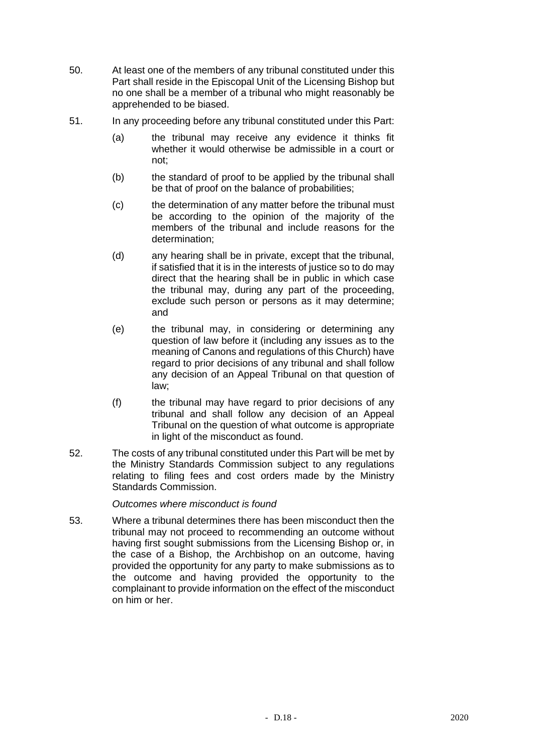50. At least one of the members of any tribunal constituted under this Part shall reside in the Episcopal Unit of the Licensing Bishop but no one shall be a member of a tribunal who might reasonably be apprehended to be biased.

51. In any proceeding before any tribunal constituted under this Part:

   (a) the tribunal may receive any evidence it thinks fit whether it would otherwise be admissible in a court or not;

   (b) the standard of proof to be applied by the tribunal shall be that of proof on the balance of probabilities;

   (c) the determination of any matter before the tribunal must be according to the opinion of the majority of the members of the tribunal and include reasons for the determination;

   (d) any hearing shall be in private, except that the tribunal, if satisfied that it is in the interests of justice so to do may direct that the hearing shall be in public in which case the tribunal may, during any part of the proceeding, exclude such person or persons as it may determine; and

   (e) the tribunal may, in considering or determining any question of law before it (including any issues as to the meaning of Canons and regulations of this Church) have regard to prior decisions of any tribunal and shall follow any decision of an Appeal Tribunal on that question of law;

   (f) the tribunal may have regard to prior decisions of any tribunal and shall follow any decision of an Appeal Tribunal on the question of what outcome is appropriate in light of the misconduct as found.

52. The costs of any tribunal constituted under this Part will be met by the Ministry Standards Commission subject to any regulations relating to filing fees and cost orders made by the Ministry Standards Commission.

*Outcomes where misconduct is found*

53. Where a tribunal determines there has been misconduct then the tribunal may not proceed to recommending an outcome without having first sought submissions from the Licensing Bishop or, in the case of a Bishop, the Archbishop on an outcome, having provided the opportunity for any party to make submissions as to the outcome and having provided the opportunity to the complainant to provide information on the effect of the misconduct on him or her.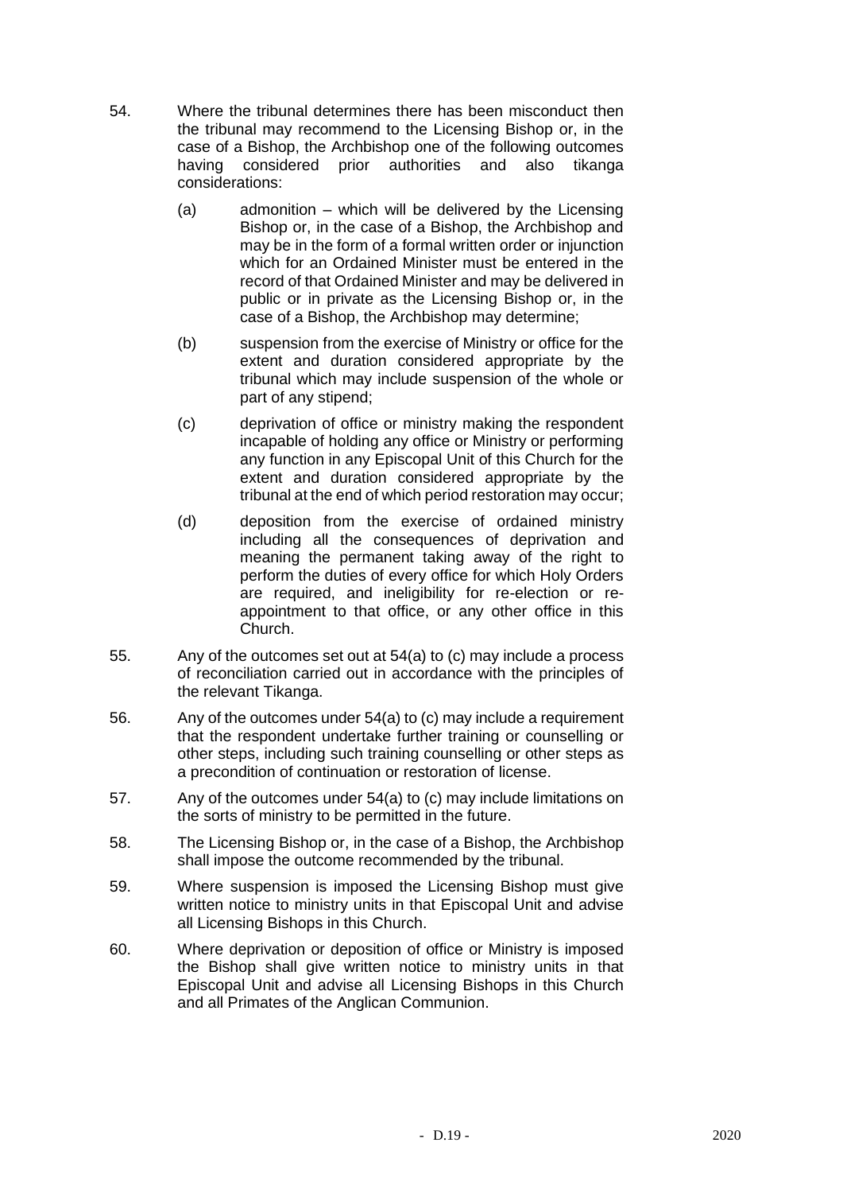54. Where the tribunal determines there has been misconduct then the tribunal may recommend to the Licensing Bishop or, in the case of a Bishop, the Archbishop one of the following outcomes having considered prior authorities and also tikanga considerations:

    (a) admonition – which will be delivered by the Licensing Bishop or, in the case of a Bishop, the Archbishop and may be in the form of a formal written order or injunction which for an Ordained Minister must be entered in the record of that Ordained Minister and may be delivered in public or in private as the Licensing Bishop or, in the case of a Bishop, the Archbishop may determine;

    (b) suspension from the exercise of Ministry or office for the extent and duration considered appropriate by the tribunal which may include suspension of the whole or part of any stipend;

    (c) deprivation of office or ministry making the respondent incapable of holding any office or Ministry or performing any function in any Episcopal Unit of this Church for the extent and duration considered appropriate by the tribunal at the end of which period restoration may occur;

    (d) deposition from the exercise of ordained ministry including all the consequences of deprivation and meaning the permanent taking away of the right to perform the duties of every office for which Holy Orders are required, and ineligibility for re-election or re-appointment to that office, or any other office in this Church.

55. Any of the outcomes set out at 54(a) to (c) may include a process of reconciliation carried out in accordance with the principles of the relevant Tikanga.

56. Any of the outcomes under 54(a) to (c) may include a requirement that the respondent undertake further training or counselling or other steps, including such training counselling or other steps as a precondition of continuation or restoration of license.

57. Any of the outcomes under 54(a) to (c) may include limitations on the sorts of ministry to be permitted in the future.

58. The Licensing Bishop or, in the case of a Bishop, the Archbishop shall impose the outcome recommended by the tribunal.

59. Where suspension is imposed the Licensing Bishop must give written notice to ministry units in that Episcopal Unit and advise all Licensing Bishops in this Church.

60. Where deprivation or deposition of office or Ministry is imposed the Bishop shall give written notice to ministry units in that Episcopal Unit and advise all Licensing Bishops in this Church and all Primates of the Anglican Communion.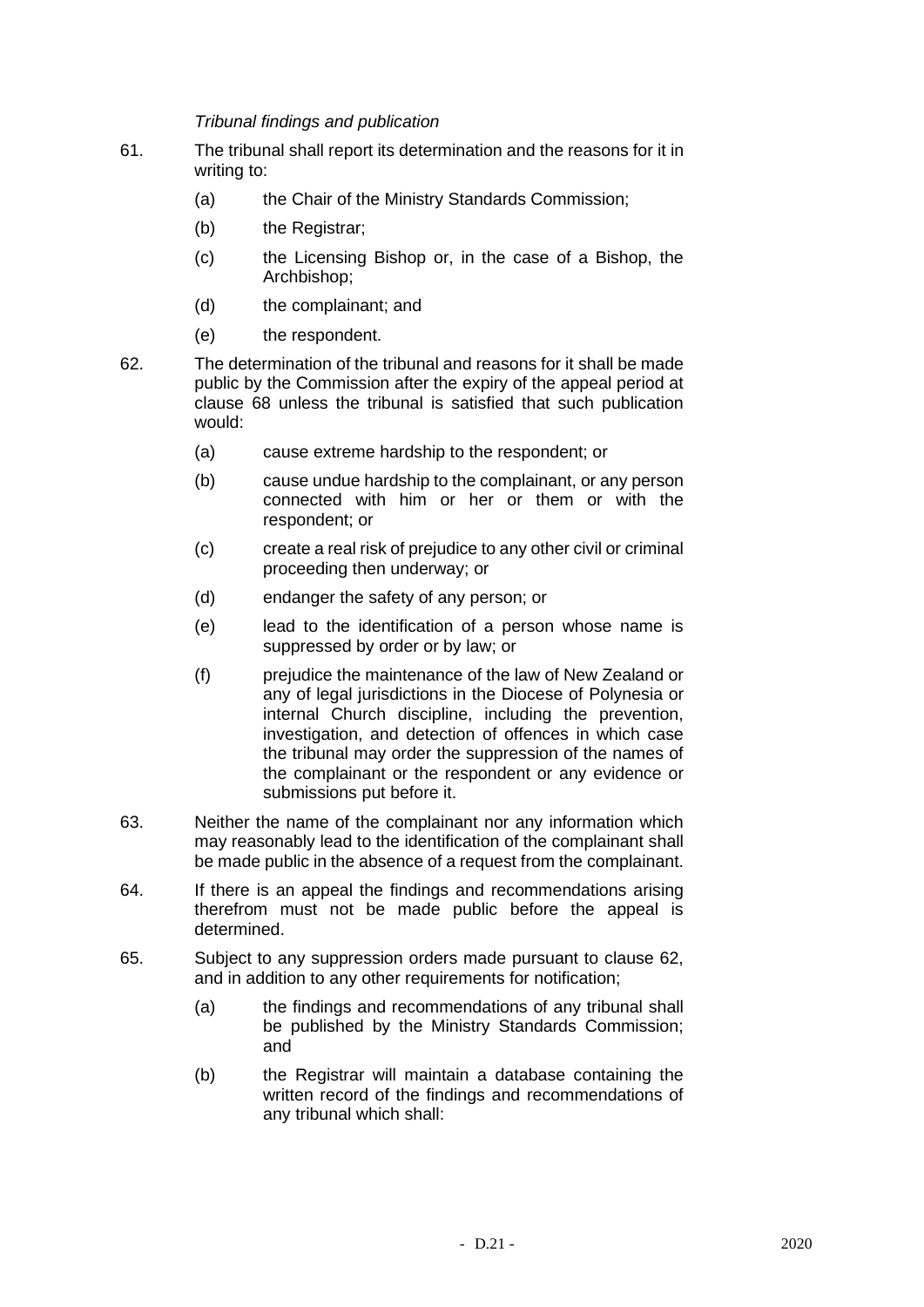*Tribunal findings and publication*

61. The tribunal shall report its determination and the reasons for it in writing to:

    (a) the Chair of the Ministry Standards Commission;

    (b) the Registrar;

    (c) the Licensing Bishop or, in the case of a Bishop, the Archbishop;

    (d) the complainant; and

    (e) the respondent.

62. The determination of the tribunal and reasons for it shall be made public by the Commission after the expiry of the appeal period at clause 68 unless the tribunal is satisfied that such publication would:

    (a) cause extreme hardship to the respondent; or

    (b) cause undue hardship to the complainant, or any person connected with him or her or them or with the respondent; or

    (c) create a real risk of prejudice to any other civil or criminal proceeding then underway; or

    (d) endanger the safety of any person; or

    (e) lead to the identification of a person whose name is suppressed by order or by law; or

    (f) prejudice the maintenance of the law of New Zealand or any of legal jurisdictions in the Diocese of Polynesia or internal Church discipline, including the prevention, investigation, and detection of offences in which case the tribunal may order the suppression of the names of the complainant or the respondent or any evidence or submissions put before it.

63. Neither the name of the complainant nor any information which may reasonably lead to the identification of the complainant shall be made public in the absence of a request from the complainant.

64. If there is an appeal the findings and recommendations arising therefrom must not be made public before the appeal is determined.

65. Subject to any suppression orders made pursuant to clause 62, and in addition to any other requirements for notification;

    (a) the findings and recommendations of any tribunal shall be published by the Ministry Standards Commission; and

    (b) the Registrar will maintain a database containing the written record of the findings and recommendations of any tribunal which shall: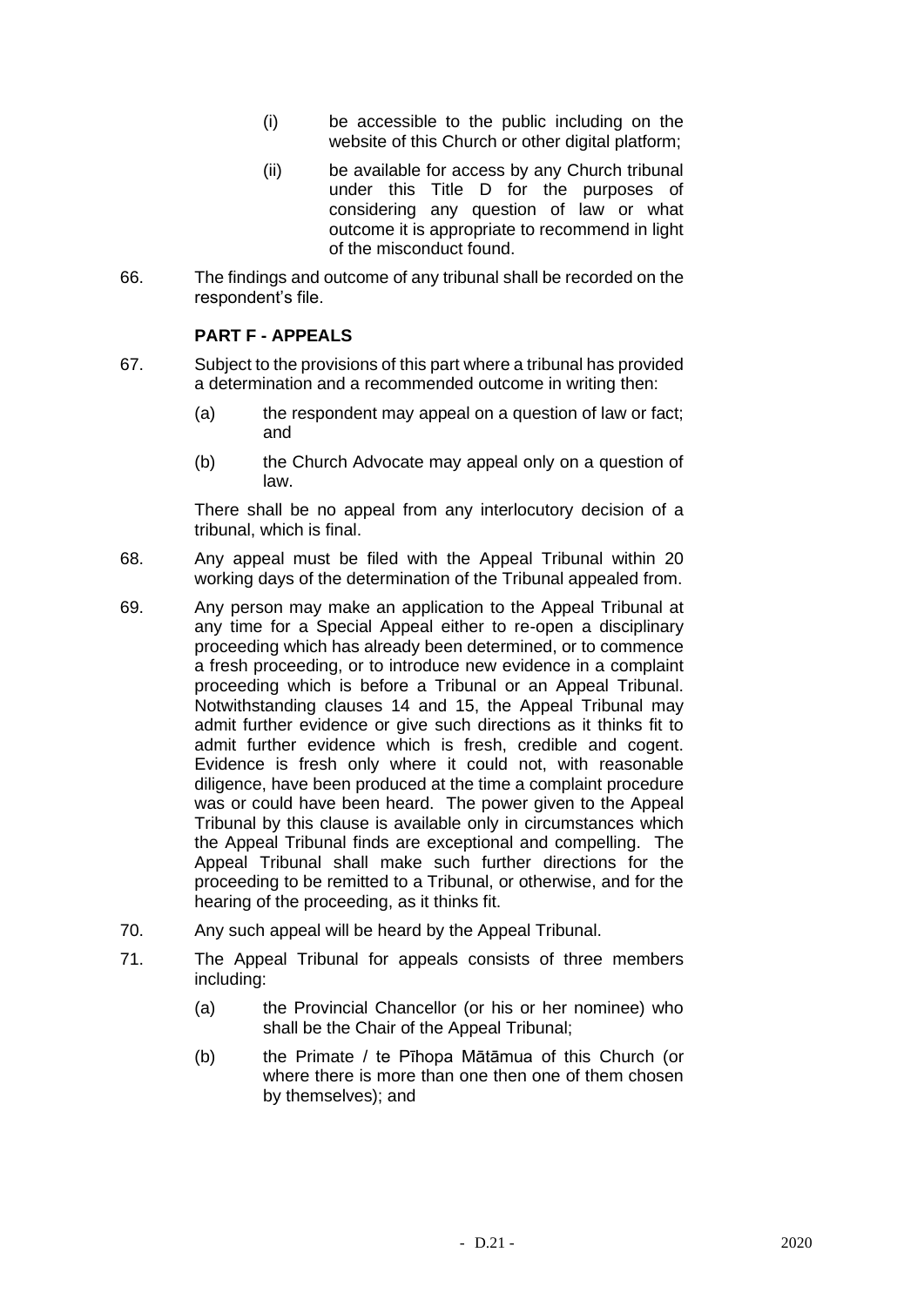(i) be accessible to the public including on the website of this Church or other digital platform;

(ii) be available for access by any Church tribunal under this Title D for the purposes of considering any question of law or what outcome it is appropriate to recommend in light of the misconduct found.

66. The findings and outcome of any tribunal shall be recorded on the respondent's file.

## PART F - APPEALS

67. Subject to the provisions of this part where a tribunal has provided a determination and a recommended outcome in writing then:

(a) the respondent may appeal on a question of law or fact; and

(b) the Church Advocate may appeal only on a question of law.

There shall be no appeal from any interlocutory decision of a tribunal, which is final.

68. Any appeal must be filed with the Appeal Tribunal within 20 working days of the determination of the Tribunal appealed from.

69. Any person may make an application to the Appeal Tribunal at any time for a Special Appeal either to re-open a disciplinary proceeding which has already been determined, or to commence a fresh proceeding, or to introduce new evidence in a complaint proceeding which is before a Tribunal or an Appeal Tribunal. Notwithstanding clauses 14 and 15, the Appeal Tribunal may admit further evidence or give such directions as it thinks fit to admit further evidence which is fresh, credible and cogent. Evidence is fresh only where it could not, with reasonable diligence, have been produced at the time a complaint procedure was or could have been heard. The power given to the Appeal Tribunal by this clause is available only in circumstances which the Appeal Tribunal finds are exceptional and compelling. The Appeal Tribunal shall make such further directions for the proceeding to be remitted to a Tribunal, or otherwise, and for the hearing of the proceeding, as it thinks fit.

70. Any such appeal will be heard by the Appeal Tribunal.

71. The Appeal Tribunal for appeals consists of three members including:

(a) the Provincial Chancellor (or his or her nominee) who shall be the Chair of the Appeal Tribunal;

(b) the Primate / te Pīhopa Mātāmua of this Church (or where there is more than one then one of them chosen by themselves); and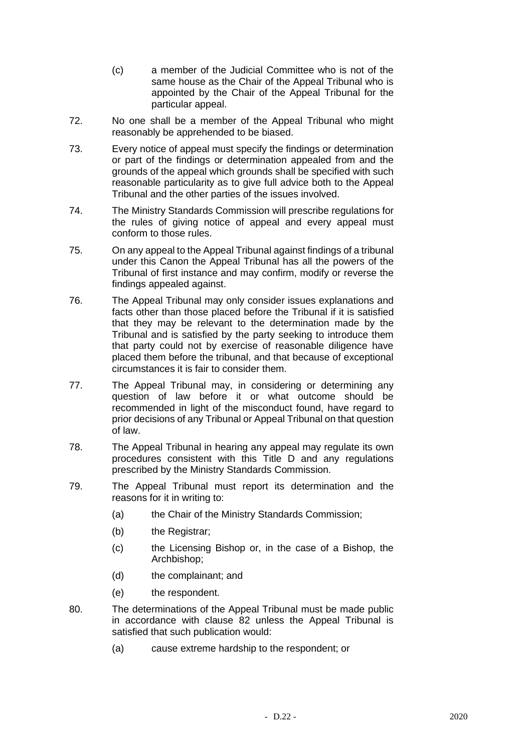(c) a member of the Judicial Committee who is not of the same house as the Chair of the Appeal Tribunal who is appointed by the Chair of the Appeal Tribunal for the particular appeal.

72. No one shall be a member of the Appeal Tribunal who might reasonably be apprehended to be biased.

73. Every notice of appeal must specify the findings or determination or part of the findings or determination appealed from and the grounds of the appeal which grounds shall be specified with such reasonable particularity as to give full advice both to the Appeal Tribunal and the other parties of the issues involved.

74. The Ministry Standards Commission will prescribe regulations for the rules of giving notice of appeal and every appeal must conform to those rules.

75. On any appeal to the Appeal Tribunal against findings of a tribunal under this Canon the Appeal Tribunal has all the powers of the Tribunal of first instance and may confirm, modify or reverse the findings appealed against.

76. The Appeal Tribunal may only consider issues explanations and facts other than those placed before the Tribunal if it is satisfied that they may be relevant to the determination made by the Tribunal and is satisfied by the party seeking to introduce them that party could not by exercise of reasonable diligence have placed them before the tribunal, and that because of exceptional circumstances it is fair to consider them.

77. The Appeal Tribunal may, in considering or determining any question of law before it or what outcome should be recommended in light of the misconduct found, have regard to prior decisions of any Tribunal or Appeal Tribunal on that question of law.

78. The Appeal Tribunal in hearing any appeal may regulate its own procedures consistent with this Title D and any regulations prescribed by the Ministry Standards Commission.

79. The Appeal Tribunal must report its determination and the reasons for it in writing to:

   (a) the Chair of the Ministry Standards Commission;

   (b) the Registrar;

   (c) the Licensing Bishop or, in the case of a Bishop, the Archbishop;

   (d) the complainant; and

   (e) the respondent.

80. The determinations of the Appeal Tribunal must be made public in accordance with clause 82 unless the Appeal Tribunal is satisfied that such publication would:

   (a) cause extreme hardship to the respondent; or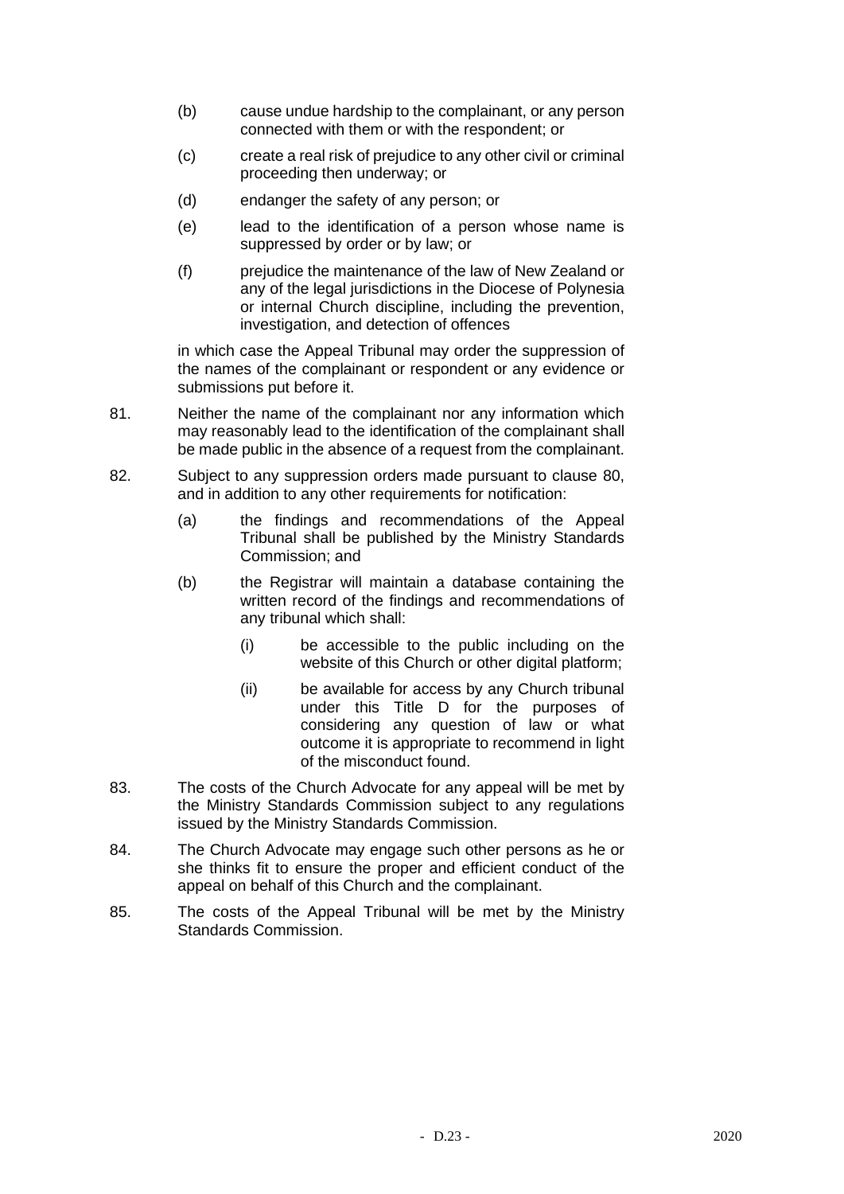(b) cause undue hardship to the complainant, or any person connected with them or with the respondent; or

(c) create a real risk of prejudice to any other civil or criminal proceeding then underway; or

(d) endanger the safety of any person; or

(e) lead to the identification of a person whose name is suppressed by order or by law; or

(f) prejudice the maintenance of the law of New Zealand or any of the legal jurisdictions in the Diocese of Polynesia or internal Church discipline, including the prevention, investigation, and detection of offences

in which case the Appeal Tribunal may order the suppression of the names of the complainant or respondent or any evidence or submissions put before it.

81. Neither the name of the complainant nor any information which may reasonably lead to the identification of the complainant shall be made public in the absence of a request from the complainant.

82. Subject to any suppression orders made pursuant to clause 80, and in addition to any other requirements for notification:

(a) the findings and recommendations of the Appeal Tribunal shall be published by the Ministry Standards Commission; and

(b) the Registrar will maintain a database containing the written record of the findings and recommendations of any tribunal which shall:

(i) be accessible to the public including on the website of this Church or other digital platform;

(ii) be available for access by any Church tribunal under this Title D for the purposes of considering any question of law or what outcome it is appropriate to recommend in light of the misconduct found.

83. The costs of the Church Advocate for any appeal will be met by the Ministry Standards Commission subject to any regulations issued by the Ministry Standards Commission.

84. The Church Advocate may engage such other persons as he or she thinks fit to ensure the proper and efficient conduct of the appeal on behalf of this Church and the complainant.

85. The costs of the Appeal Tribunal will be met by the Ministry Standards Commission.